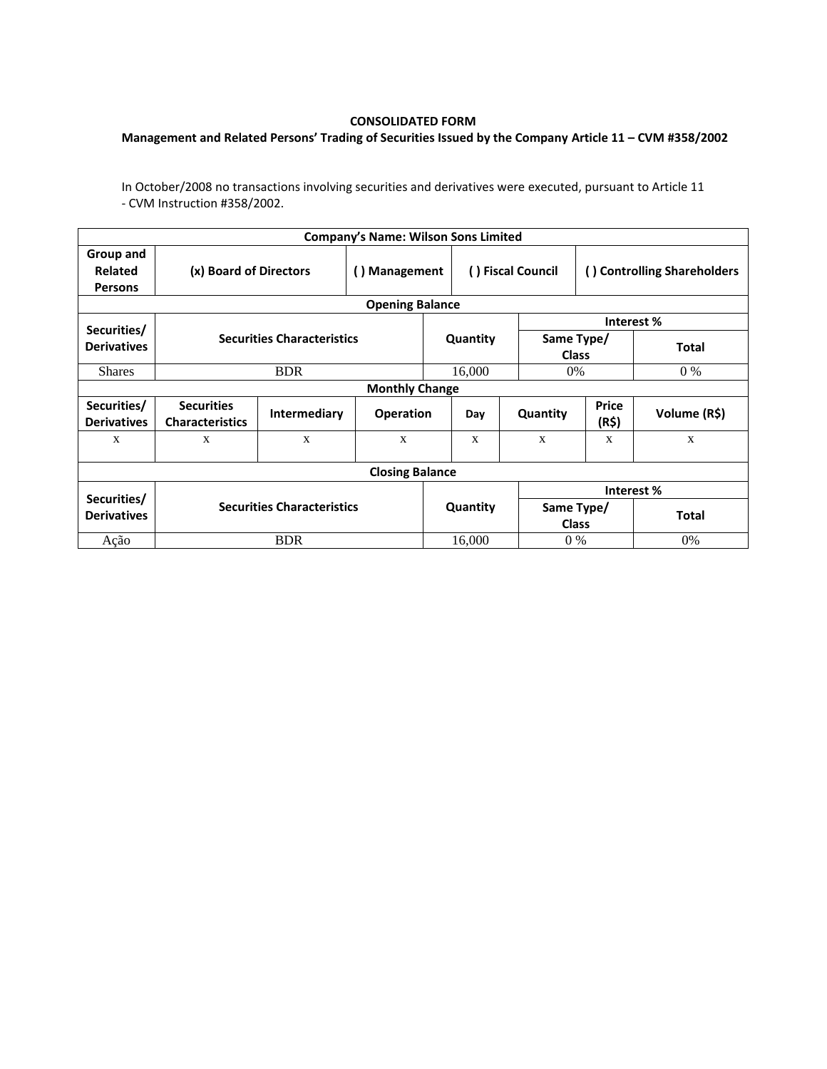**CONSOLIDATED FORM**

**Management and Related Persons' Trading of Securities Issued by the Company Article 11 – CVM #358/2002**

In October/2008 no transactions involving securities and derivatives were executed, pursuant to Article 11 - CVM Instruction #358/2002.

| **Company's Name: Wilson Sons Limited** | | | | | | | |
|---|---|---|---|---|---|---|---|
| **Group and Related Persons** | **(x) Board of Directors** | | **( ) Management** | **( ) Fiscal Council** | | **( ) Controlling Shareholders** | |
| **Opening Balance** | | | | | | | |
| **Securities/ Derivatives** | **Securities Characteristics** | | | **Quantity** | | **Interest %** | |
| | | | | | | **Same Type/ Class** | **Total** |
| Shares | BDR | | | 16,000 | | 0% | 0 % |
| **Monthly Change** | | | | | | | |
| **Securities/ Derivatives** | **Securities Characteristics** | **Intermediary** | **Operation** | **Day** | **Quantity** | **Price (R$)** | **Volume (R$)** |
| x | x | x | x | x | x | x | x |
| **Closing Balance** | | | | | | | |
| **Securities/ Derivatives** | **Securities Characteristics** | | | **Quantity** | | **Interest %** | |
| | | | | | | **Same Type/ Class** | **Total** |
| Ação | BDR | | | 16,000 | | 0 % | 0% |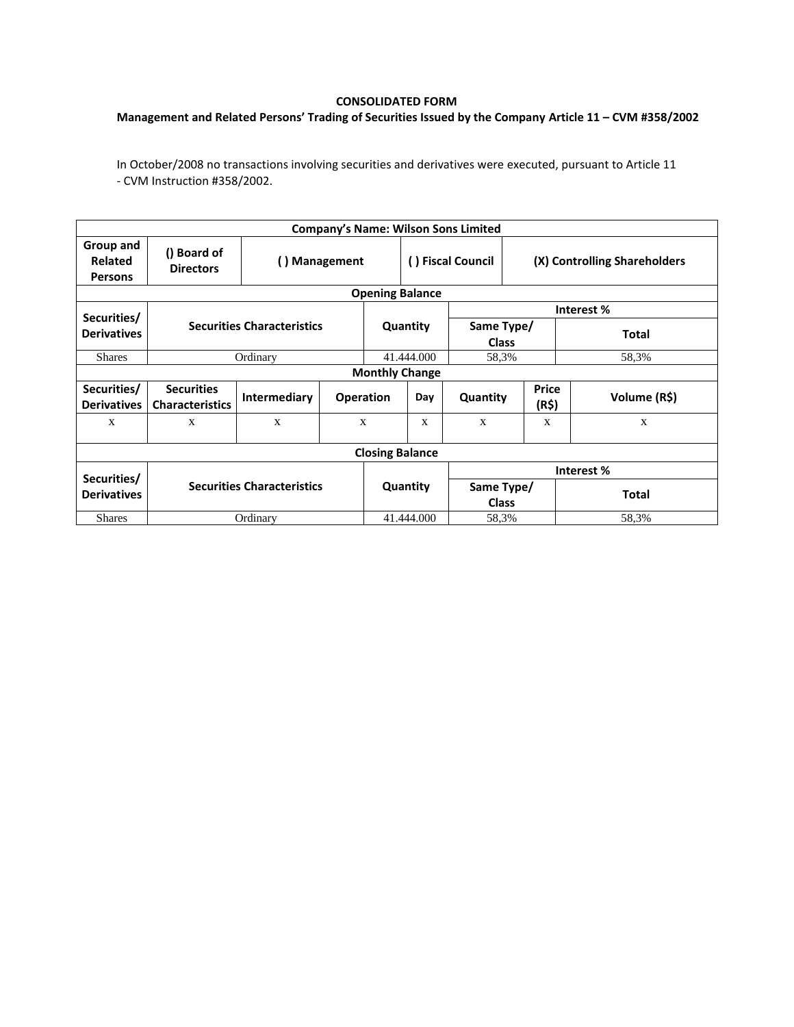**CONSOLIDATED FORM**

**Management and Related Persons' Trading of Securities Issued by the Company Article 11 – CVM #358/2002**

In October/2008 no transactions involving securities and derivatives were executed, pursuant to Article 11 - CVM Instruction #358/2002.

| Company's Name: Wilson Sons Limited | | | | | | | |
|---|---|---|---|---|---|---|---|
| **Group and Related Persons** | **() Board of Directors** | **( ) Management** | | **( ) Fiscal Council** | | **(X) Controlling Shareholders** | |
| **Opening Balance** | | | | | | | |
| **Securities/ Derivatives** | **Securities Characteristics** | | | **Quantity** | **Interest %** | | |
| | | | | | **Same Type/ Class** | | **Total** |
| Shares | Ordinary | | | 41.444.000 | 58,3% | | 58,3% |
| **Monthly Change** | | | | | | | |
| **Securities/ Derivatives** | **Securities Characteristics** | **Intermediary** | **Operation** | **Day** | **Quantity** | **Price (R$)** | **Volume (R$)** |
| X | X | X | X | X | X | X | X |
| **Closing Balance** | | | | | | | |
| **Securities/ Derivatives** | **Securities Characteristics** | | | **Quantity** | **Interest %** | | |
| | | | | | **Same Type/ Class** | | **Total** |
| Shares | Ordinary | | | 41.444.000 | 58,3% | | 58,3% |